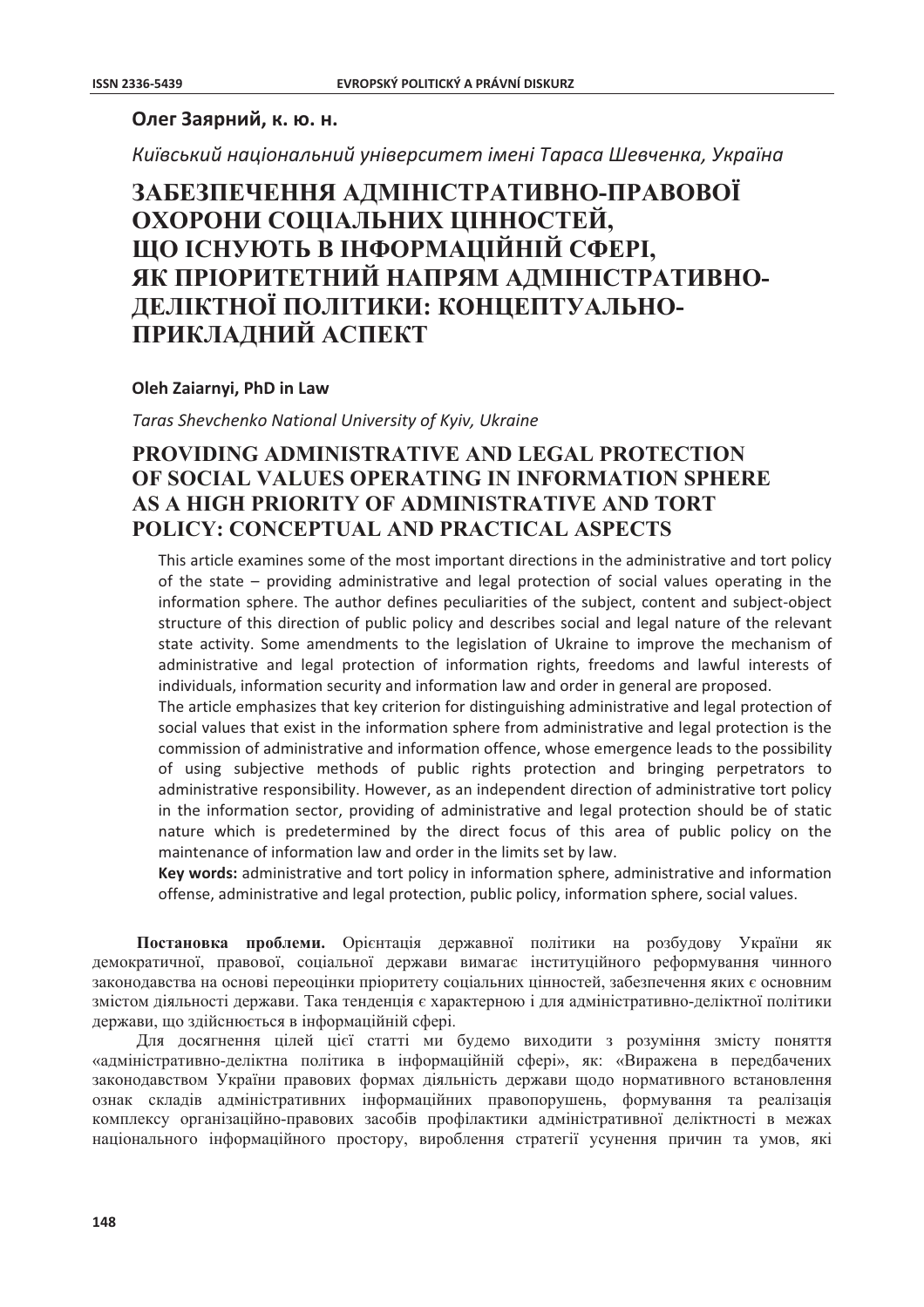**Олег Заярний, к. ю. н.**

*Київський національний університет імені Тараса Шевченка, Україна*

# ЗАБЕЗПЕЧЕННЯ АДМІНІСТРАТИВНО-ПРАВОВОЇ ОХОРОНИ СОЦІАЛЬНИХ ЦІННОСТЕЙ, ЩО ІСНУЮТЬ В ІНФОРМАЦІЙНІЙ СФЕРІ, ЯК ПРІОРИТЕТНИЙ НАПРЯМ АДМІНІСТРАТИВНО-ДЕЛІКТНОЇ ПОЛІТИКИ: КОНЦЕПТУАЛЬНО-ПРИКЛАДНИЙ АСПЕКТ

**Oleh Zaiarnyi, PhD in Law**

*Taras Shevchenko National University of Kyiv, Ukraine*

# PROVIDING ADMINISTRATIVE AND LEGAL PROTECTION OF SOCIAL VALUES OPERATING IN INFORMATION SPHERE AS A HIGH PRIORITY OF ADMINISTRATIVE AND TORT POLICY: CONCEPTUAL AND PRACTICAL ASPECTS

This article examines some of the most important directions in the administrative and tort policy of the state – providing administrative and legal protection of social values operating in the information sphere. The author defines peculiarities of the subject, content and subject-object structure of this direction of public policy and describes social and legal nature of the relevant state activity. Some amendments to the legislation of Ukraine to improve the mechanism of administrative and legal protection of information rights, freedoms and lawful interests of individuals, information security and information law and order in general are proposed.

The article emphasizes that key criterion for distinguishing administrative and legal protection of social values that exist in the information sphere from administrative and legal protection is the commission of administrative and information offence, whose emergence leads to the possibility of using subjective methods of public rights protection and bringing perpetrators to administrative responsibility. However, as an independent direction of administrative tort policy in the information sector, providing of administrative and legal protection should be of static nature which is predetermined by the direct focus of this area of public policy on the maintenance of information law and order in the limits set by law.

**Key words:** administrative and tort policy in information sphere, administrative and information offense, administrative and legal protection, public policy, information sphere, social values.

**Постановка проблеми.** Орієнтація державної політики на розбудову України як демократичної, правової, соціальної держави вимагає інституційного реформування чинного законодавства на основі переоцінки пріоритету соціальних цінностей, забезпечення яких є основним змістом діяльності держави. Така тенденція є характерною і для адміністративно-деліктної політики держави, що здійснюється в інформаційній сфері.

Для досягнення цілей цієї статті ми будемо виходити з розуміння змісту поняття «адміністративно-деліктна політика в інформаційній сфері», як: «Виражена в передбачених законодавством України правових формах діяльність держави щодо нормативного встановлення ознак складів адміністративних інформаційних правопорушень, формування та реалізація комплексу організаційно-правових засобів профілактики адміністративної деліктності в межах національного інформаційного простору, вироблення стратегії усунення причин та умов, які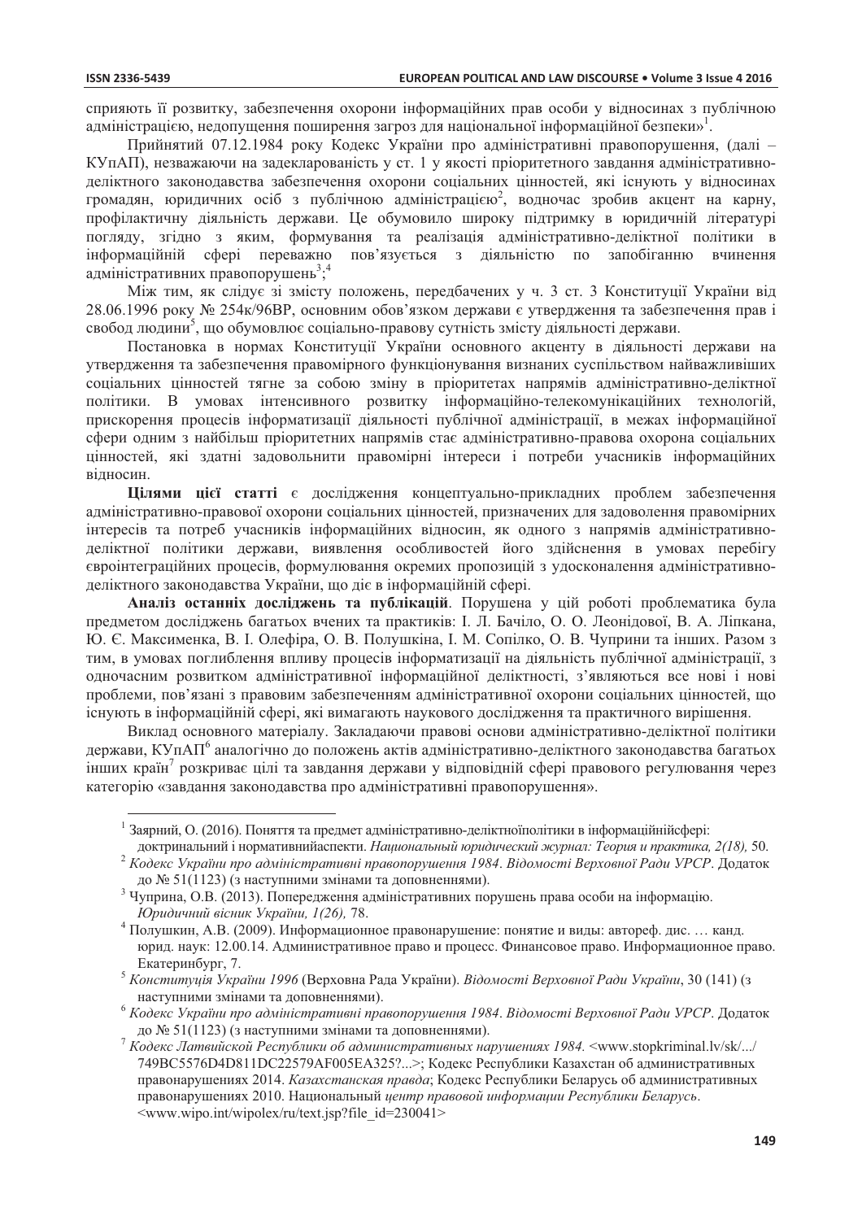сприяють її розвитку, забезпечення охорони інформаційних прав особи у відносинах з публічною адміністрацією, недопущення поширення загроз для національної інформаційної безпеки»[1].

Прийнятий 07.12.1984 року Кодекс України про адміністративні правопорушення, (далі – КУпАП), незважаючи на задекларованість у ст. 1 у якості пріоритетного завдання адміністративно-деліктного законодавства забезпечення охорони соціальних цінностей, які існують у відносинах громадян, юридичних осіб з публічною адміністрацією[2], водночас зробив акцент на карну, профілактичну діяльність держави. Це обумовило широку підтримку в юридичній літературі погляду, згідно з яким, формування та реалізація адміністративно-деліктної політики в інформаційній сфері переважно пов'язується з діяльністю по запобіганню вчинення адміністративних правопорушень[3];[4]

Між тим, як слідує зі змісту положень, передбачених у ч. 3 ст. 3 Конституції України від 28.06.1996 року № 254к/96ВР, основним обов'язком держави є утвердження та забезпечення прав і свобод людини[5], що обумовлює соціально-правову сутність змісту діяльності держави.

Постановка в нормах Конституції України основного акценту в діяльності держави на утвердження та забезпечення правомірного функціонування визнаних суспільством найважливіших соціальних цінностей тягне за собою зміну в пріоритетах напрямів адміністративно-деліктної політики. В умовах інтенсивного розвитку інформаційно-телекомунікаційних технологій, прискорення процесів інформатизації діяльності публічної адміністрації, в межах інформаційної сфери одним з найбільш пріоритетних напрямів стає адміністративно-правова охорона соціальних цінностей, які здатні задовольнити правомірні інтереси і потреби учасників інформаційних відносин.

**Цілями цієї статті** є дослідження концептуально-прикладних проблем забезпечення адміністративно-правової охорони соціальних цінностей, призначених для задоволення правомірних інтересів та потреб учасників інформаційних відносин, як одного з напрямів адміністративно-деліктної політики держави, виявлення особливостей його здійснення в умовах перебігу євроінтеграційних процесів, формулювання окремих пропозицій з удосконалення адміністративно-деліктного законодавства України, що діє в інформаційній сфері.

**Аналіз останніх досліджень та публікацій**. Порушена у цій роботі проблематика була предметом досліджень багатьох вчених та практиків: І. Л. Бачіло, О. О. Леонідової, В. А. Ліпкана, Ю. Є. Максименка, В. І. Олефіра, О. В. Полушкіна, І. М. Сопілко, О. В. Чуприни та інших. Разом з тим, в умовах поглиблення впливу процесів інформатизації на діяльність публічної адміністрації, з одночасним розвитком адміністративної інформаційної деліктності, з'являються все нові і нові проблеми, пов'язані з правовим забезпеченням адміністративної охорони соціальних цінностей, що існують в інформаційній сфері, які вимагають наукового дослідження та практичного вирішення.

Виклад основного матеріалу. Закладаючи правові основи адміністративно-деліктної політики держави, КУпАП[6] аналогічно до положень актів адміністративно-деліктного законодавства багатьох інших країн[7] розкриває цілі та завдання держави у відповідній сфері правового регулювання через категорію «завдання законодавства про адміністративні правопорушення».

---

[1] Заярний, О. (2016). Поняття та предмет адміністративно-деліктноїполітики в інформаційнійсфері: доктринальний і нормативнийаспекти. *Национальный юридический журнал: Теория и практика, 2(18),* 50.

[2] *Кодекс України про адміністративні правопорушення 1984*. *Відомості Верховної Ради УРСР*. Додаток до № 51(1123) (з наступними змінами та доповненнями).

[3] Чуприна, О.В. (2013). Попередження адміністративних порушень права особи на інформацію. *Юридичний вісник України, 1(26),* 78.

[4] Полушкин, А.В. (2009). Информационное правонарушение: понятие и виды: автореф. дис. … канд. юрид. наук: 12.00.14. Административное право и процесс. Финансовое право. Информационное право. Екатеринбург, 7.

[5] *Конституція України 1996* (Верховна Рада України). *Відомості Верховної Ради України*, 30 (141) (з наступними змінами та доповненнями).

[6] *Кодекс України про адміністративні правопорушення 1984*. *Відомості Верховної Ради УРСР*. Додаток до № 51(1123) (з наступними змінами та доповненнями).

[7] *Кодекс Латвийской Республики об административных нарушениях 1984.* <www.stopkriminal.lv/sk/.../749BC5576D4D811DC22579AF005EA325?...>; Кодекс Республики Казахстан об административных правонарушениях 2014. *Казахстанская правда*; Кодекс Республики Беларусь об административных правонарушениях 2010. Национальный *центр правовой информации Республики Беларусь*. <www.wipo.int/wipolex/ru/text.jsp?file_id=230041>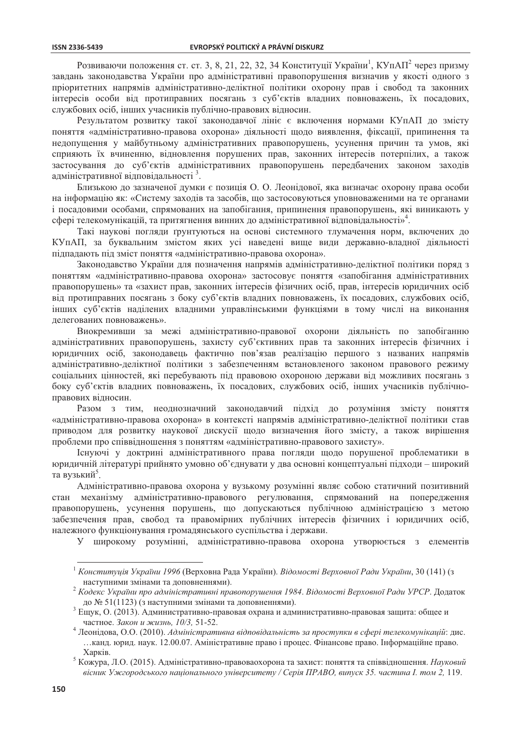Розвиваючи положення ст. ст. 3, 8, 21, 22, 32, 34 Конституції України[1], КУпАП[2] через призму завдань законодавства України про адміністративні правопорушення визначив у якості одного з пріоритетних напрямів адміністративно-деліктної політики охорону прав і свобод та законних інтересів особи від протиправних посягань з суб'єктів владних повноважень, їх посадових, службових осіб, інших учасників публічно-правових відносин.

Результатом розвитку такої законодавчої лінії є включення нормами КУпАП до змісту поняття «адміністративно-правова охорона» діяльності щодо виявлення, фіксації, припинення та недопущення у майбутньому адміністративних правопорушень, усунення причин та умов, які сприяють їх вчиненню, відновлення порушених прав, законних інтересів потерпілих, а також застосування до суб'єктів адміністративних правопорушень передбачених законом заходів адміністративної відповідальності [3].

Близькою до зазначеної думки є позиція О. О. Леонідової, яка визначає охорону права особи на інформацію як: «Систему заходів та засобів, що застосовуються уповноваженими на те органами і посадовими особами, спрямованих на запобігання, припинення правопорушень, які виникають у сфері телекомунікацій, та притягнення винних до адміністративної відповідальності»[4].

Такі наукові погляди ґрунтуються на основі системного тлумачення норм, включених до КУпАП, за буквальним змістом яких усі наведені вище види державно-владної діяльності підпадають під зміст поняття «адміністративно-правова охорона».

Законодавство України для позначення напрямів адміністративно-деліктної політики поряд з поняттям «адміністративно-правова охорона» застосовує поняття «запобігання адміністративних правопорушень» та «захист прав, законних інтересів фізичних осіб, прав, інтересів юридичних осіб від протиправних посягань з боку суб'єктів владних повноважень, їх посадових, службових осіб, інших суб'єктів наділених владними управлінськими функціями в тому числі на виконання делегованих повноважень».

Виокремивши за межі адміністративно-правової охорони діяльність по запобіганню адміністративних правопорушень, захисту суб'єктивних прав та законних інтересів фізичних і юридичних осіб, законодавець фактично пов'язав реалізацію першого з названих напрямів адміністративно-деліктної політики з забезпеченням встановленого законом правового режиму соціальних цінностей, які перебувають під правовою охороною держави від можливих посягань з боку суб'єктів владних повноважень, їх посадових, службових осіб, інших учасників публічно-правових відносин.

Разом з тим, неоднозначний законодавчий підхід до розуміння змісту поняття «адміністративно-правова охорона» в контексті напрямів адміністративно-деліктної політики став приводом для розвитку наукової дискусії щодо визначення його змісту, а також вирішення проблеми про співвідношення з поняттям «адміністративно-правового захисту».

Існуючі у доктрині адміністративного права погляди щодо порушеної проблематики в юридичній літературі прийнято умовно об'єднувати у два основні концептуальні підходи – широкий та вузький[5].

Адміністративно-правова охорона у вузькому розумінні являє собою статичний позитивний стан механізму адміністративно-правового регулювання, спрямований на попередження правопорушень, усунення порушень, що допускаються публічною адміністрацією з метою забезпечення прав, свобод та правомірних публічних інтересів фізичних і юридичних осіб, належного функціонування громадянського суспільства і держави.

У широкому розумінні, адміністративно-правова охорона утворюється з елементів

---

[1] *Конституція України 1996* (Верховна Рада України). *Відомості Верховної Ради України*, 30 (141) (з наступними змінами та доповненнями).

[2] *Кодекс України про адміністративні правопорушення 1984*. *Відомості Верховної Ради УРСР*. Додаток до № 51(1123) (з наступними змінами та доповненнями).

[3] Ещук, О. (2013). Административно-правовая охрана и административно-правовая защита: общее и частное. *Закон и жизнь, 10/3,* 51-52.

[4] Леонідова, О.О. (2010). *Адміністративна відповідальність за проступки в сфері телекомунікацій*: дис. …канд. юрид. наук. 12.00.07. Аміністративне право і процес. Фінансове право. Інформаційне право. Харків.

[5] Кожура, Л.О. (2015). Адміністративно-правоваохорона та захист: поняття та співвідношення. *Науковий вісник Ужгородського національного університету / Серія ПРАВО, випуск 35. частина I. том 2,* 119.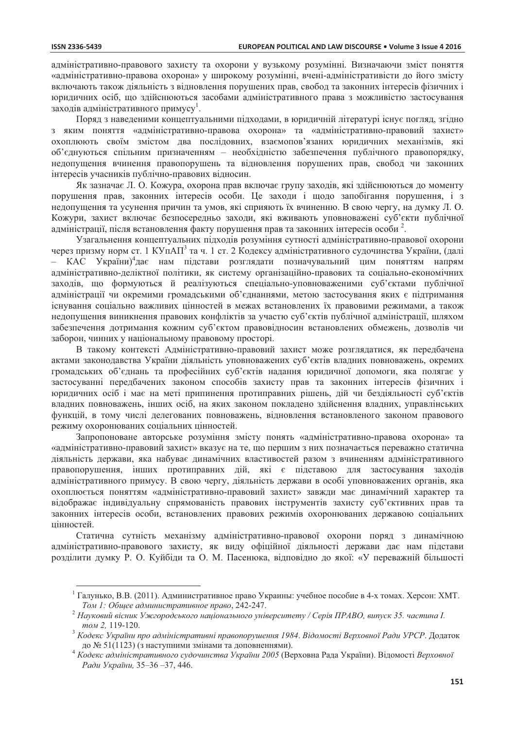адміністративно-правового захисту та охорони у вузькому розумінні. Визначаючи зміст поняття «адміністративно-правова охорона» у широкому розумінні, вчені-адміністративісти до його змісту включають також діяльність з відновлення порушених прав, свобод та законних інтересів фізичних і юридичних осіб, що здійснюються засобами адміністративного права з можливістю застосування заходів адміністративного примусу[1].

Поряд з наведеними концептуальними підходами, в юридичній літературі існує погляд, згідно з яким поняття «адміністративно-правова охорона» та «адміністративно-правовий захист» охоплюють своїм змістом два послідовних, взаємопов'язаних юридичних механізмів, які об'єднуються спільним призначенням – необхідністю забезпечення публічного правопорядку, недопущення вчинення правопорушень та відновлення порушених прав, свобод чи законних інтересів учасників публічно-правових відносин.

Як зазначає Л. О. Кожура, охорона прав включає групу заходів, які здійснюються до моменту порушення прав, законних інтересів особи. Це заходи і щодо запобігання порушення, і з недопущення та усунення причин та умов, які сприяють їх вчиненню. В свою чергу, на думку Л. О. Кожури, захист включає безпосередньо заходи, які вживають уповноважені суб'єкти публічної адміністрації, після встановлення факту порушення прав та законних інтересів особи [2].

Узагальнення концептуальних підходів розуміння сутності адміністративно-правової охорони через призму норм ст. 1 КУпАП[3] та ч. 1 ст. 2 Кодексу адміністративного судочинства України, (далі – КАС України)[4]дає нам підстави розглядати позначувальний цим поняттям напрям адміністративно-деліктної політики, як систему організаційно-правових та соціально-економічних заходів, що формуються й реалізуються спеціально-уповноваженими суб'єктами публічної адміністрації чи окремими громадськими об'єднаннями, метою застосування яких є підтримання існування соціально важливих цінностей в межах встановлених їх правовими режимами, а також недопущення виникнення правових конфліктів за участю суб'єктів публічної адміністрації, шляхом забезпечення дотримання кожним суб'єктом правовідносин встановлених обмежень, дозволів чи заборон, чинних у національному правовому просторі.

В такому контексті Адміністративно-правовий захист може розглядатися, як передбачена актами законодавства України діяльність уповноважених суб'єктів владних повноважень, окремих громадських об'єднань та професійних суб'єктів надання юридичної допомоги, яка полягає у застосуванні передбачених законом способів захисту прав та законних інтересів фізичних і юридичних осіб і має на меті припинення протиправних рішень, дій чи бездіяльності суб'єктів владних повноважень, інших осіб, на яких законом покладено здійснення владних, управлінських функцій, в тому числі делегованих повноважень, відновлення встановленого законом правового режиму охоронюваних соціальних цінностей.

Запропоноване авторське розуміння змісту понять «адміністративно-правова охорона» та «адміністративно-правовий захист» вказує на те, що першим з них позначається переважно статична діяльність держави, яка набуває динамічних властивостей разом з вчиненням адміністративного правопорушення, інших протиправних дій, які є підставою для застосування заходів адміністративного примусу. В свою чергу, діяльність держави в особі уповноважених органів, яка охоплюється поняттям «адміністративно-правовий захист» завжди має динамічний характер та відображає індивідуальну спрямованість правових інструментів захисту суб'єктивних прав та законних інтересів особи, встановлених правових режимів охоронюваних державою соціальних цінностей.

Статична сутність механізму адміністративно-правової охорони поряд з динамічною адміністративно-правового захисту, як виду офіційної діяльності держави дає нам підстави розділити думку Р. О. Куйбіди та О. М. Пасенюка, відповідно до якої: «У переважній більшості

---

[1] Галунько, В.В. (2011). Административное право Украины: учебное пособие в 4-х томах. Херсон: ХМТ. *Том 1: Общее административное право*, 242-247.

[2] *Науковий вісник Ужгородського національного університету / Серія ПРАВО, випуск 35. частина І. том 2,* 119-120.

[3] *Кодекс України про адміністративні правопорушення 1984*. *Відомості Верховної Ради УРСР*. Додаток до № 51(1123) (з наступними змінами та доповненнями).

[4] *Кодекс адміністративного судочинства України 2005* (Верховна Рада України). Відомості *Верховної Ради України,* 35–36 –37, 446.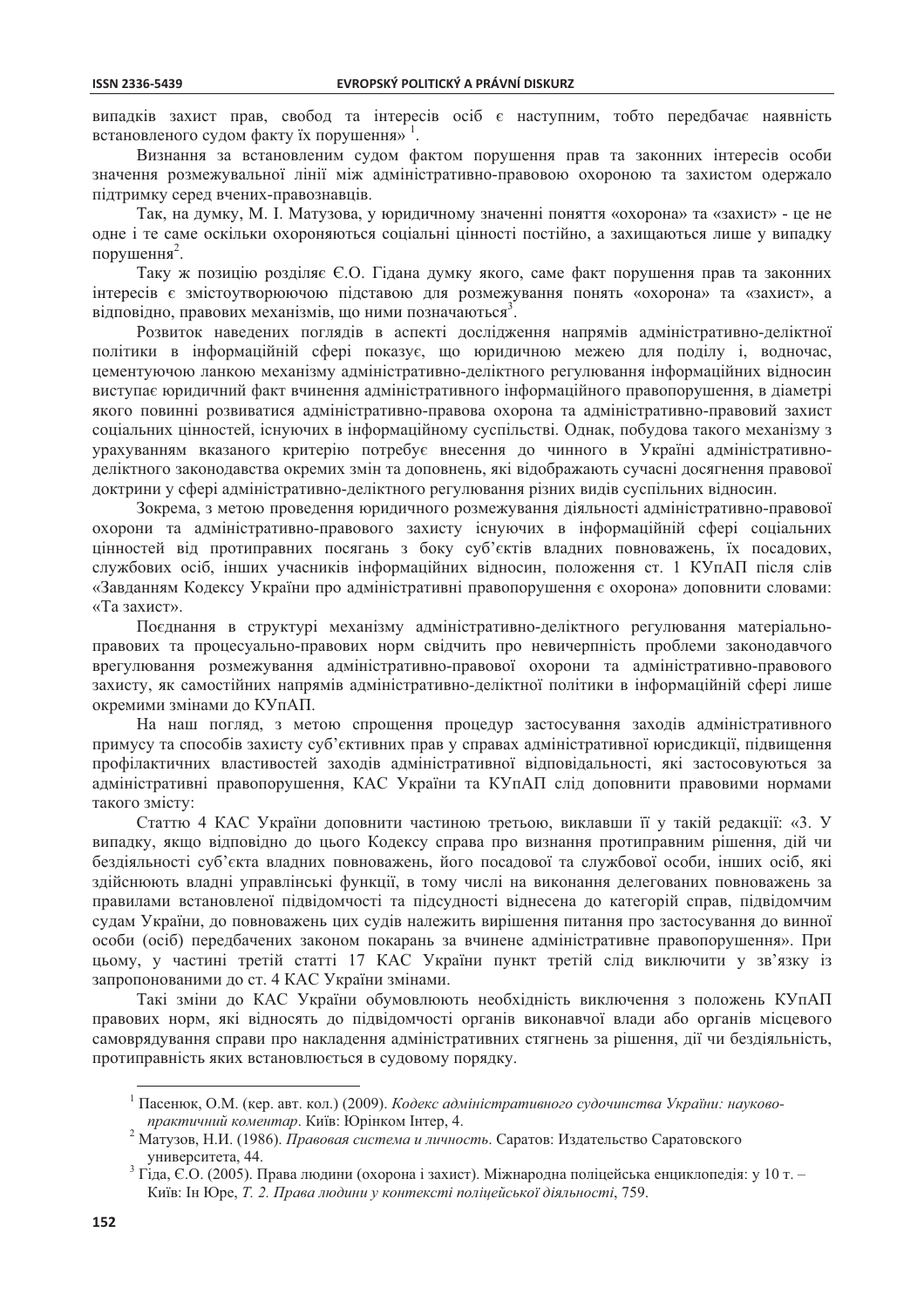випадків захист прав, свобод та інтересів осіб є наступним, тобто передбачає наявність встановленого судом факту їх порушення» [1].

Визнання за встановленим судом фактом порушення прав та законних інтересів особи значення розмежувальної лінії між адміністративно-правовою охороною та захистом одержало підтримку серед вчених-правознавців.

Так, на думку, М. І. Матузова, у юридичному значенні поняття «охорона» та «захист» - це не одне і те саме оскільки охороняються соціальні цінності постійно, а захищаються лише у випадку порушення[2].

Таку ж позицію розділяє Є.О. Гідана думку якого, саме факт порушення прав та законних інтересів є змістоутворюючою підставою для розмежування понять «охорона» та «захист», а відповідно, правових механізмів, що ними позначаються[3].

Розвиток наведених поглядів в аспекті дослідження напрямів адміністративно-деліктної політики в інформаційній сфері показує, що юридичною межею для поділу і, водночас, цементуючою ланкою механізму адміністративно-деліктного регулювання інформаційних відносин виступає юридичний факт вчинення адміністративного інформаційного правопорушення, в діаметрі якого повинні розвиватися адміністративно-правова охорона та адміністративно-правовий захист соціальних цінностей, існуючих в інформаційному суспільстві. Однак, побудова такого механізму з урахуванням вказаного критерію потребує внесення до чинного в Україні адміністративно-деліктного законодавства окремих змін та доповнень, які відображають сучасні досягнення правової доктрини у сфері адміністративно-деліктного регулювання різних видів суспільних відносин.

Зокрема, з метою проведення юридичного розмежування діяльності адміністративно-правової охорони та адміністративно-правового захисту існуючих в інформаційній сфері соціальних цінностей від протиправних посягань з боку суб'єктів владних повноважень, їх посадових, службових осіб, інших учасників інформаційних відносин, положення ст. 1 КУпАП після слів «Завданням Кодексу України про адміністративні правопорушення є охорона» доповнити словами: «Та захист».

Поєднання в структурі механізму адміністративно-деліктного регулювання матеріально-правових та процесуально-правових норм свідчить про невичерпність проблеми законодавчого врегулювання розмежування адміністративно-правової охорони та адміністративно-правового захисту, як самостійних напрямів адміністративно-деліктної політики в інформаційній сфері лише окремими змінами до КУпАП.

На наш погляд, з метою спрощення процедур застосування заходів адміністративного примусу та способів захисту суб'єктивних прав у справах адміністративної юрисдикції, підвищення профілактичних властивостей заходів адміністративної відповідальності, які застосовуються за адміністративні правопорушення, КАС України та КУпАП слід доповнити правовими нормами такого змісту:

Статтю 4 КАС України доповнити частиною третьою, виклавши її у такій редакції: «3. У випадку, якщо відповідно до цього Кодексу справа про визнання протиправним рішення, дій чи бездіяльності суб'єкта владних повноважень, його посадової та службової особи, інших осіб, які здійснюють владні управлінські функції, в тому числі на виконання делегованих повноважень за правилами встановленої підвідомчості та підсудності віднесена до категорій справ, підвідомчим судам України, до повноважень цих судів належить вирішення питання про застосування до винної особи (осіб) передбачених законом покарань за вчинене адміністративне правопорушення». При цьому, у частині третій статті 17 КАС України пункт третій слід виключити у зв'язку із запропонованими до ст. 4 КАС України змінами.

Такі зміни до КАС України обумовлюють необхідність виключення з положень КУпАП правових норм, які відносять до підвідомчості органів виконавчої влади або органів місцевого самоврядування справи про накладення адміністративних стягнень за рішення, дії чи бездіяльність, протиправність яких встановлюється в судовому порядку.

---

[1] Пасенюк, О.М. (кер. авт. кол.) (2009). *Кодекс адміністративного судочинства України: науково-практичний коментар*. Київ: Юрінком Інтер, 4.

[2] Матузов, Н.И. (1986). *Правовая система и личность*. Саратов: Издательство Саратовского университета, 44.

[3] Гіда, Є.О. (2005). Права людини (охорона і захист). Міжнародна поліцейська енциклопедія: у 10 т. – Київ: Ін Юре, *Т. 2. Права людини у контексті поліцейської діяльності*, 759.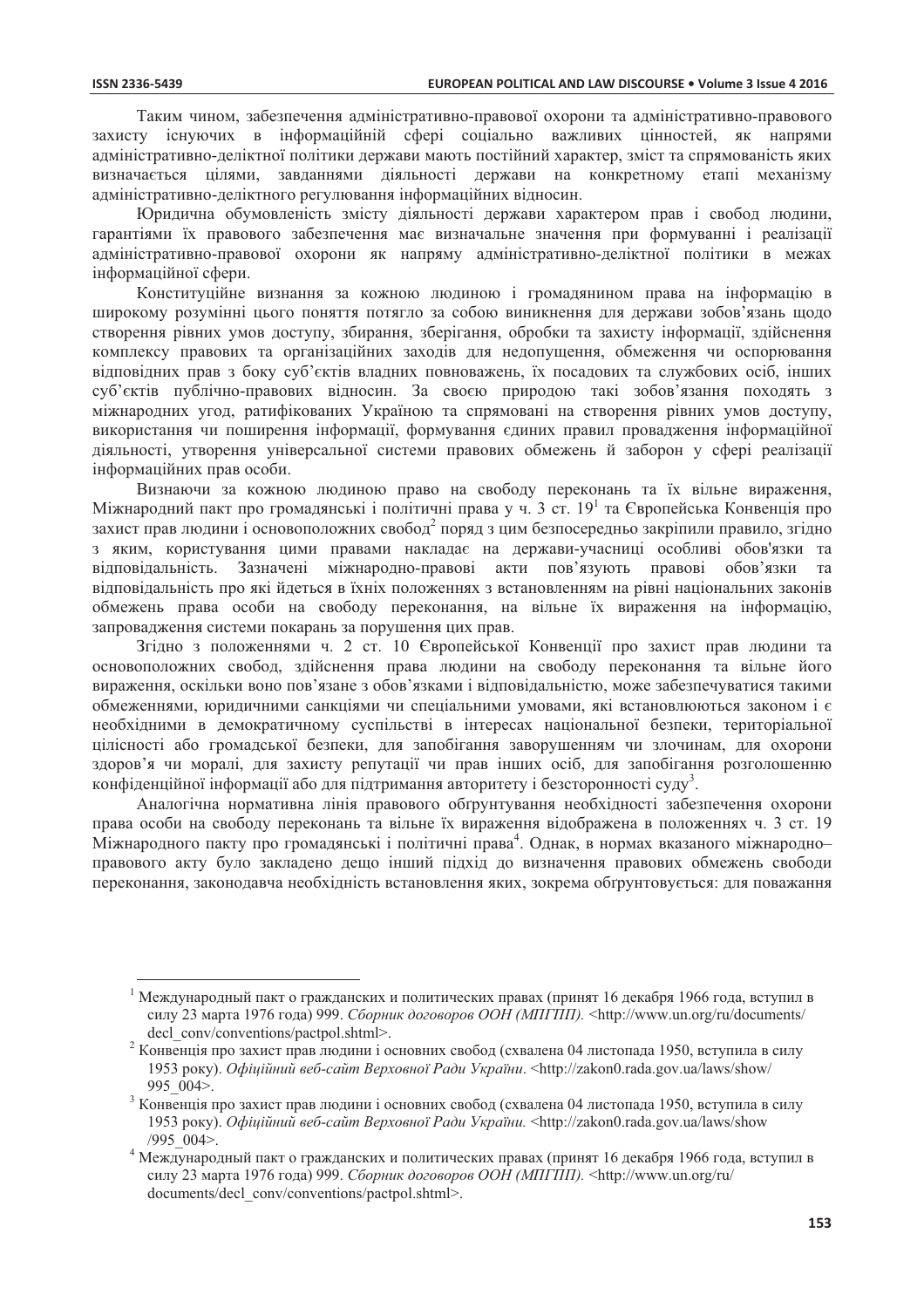Таким чином, забезпечення адміністративно-правової охорони та адміністративно-правового захисту існуючих в інформаційній сфері соціально важливих цінностей, як напрями адміністративно-деліктної політики держави мають постійний характер, зміст та спрямованість яких визначається цілями, завданнями діяльності держави на конкретному етапі механізму адміністративно-деліктного регулювання інформаційних відносин.

Юридична обумовленість змісту діяльності держави характером прав і свобод людини, гарантіями їх правового забезпечення має визначальне значення при формуванні і реалізації адміністративно-правової охорони як напряму адміністративно-деліктної політики в межах інформаційної сфери.

Конституційне визнання за кожною людиною і громадянином права на інформацію в широкому розумінні цього поняття потягло за собою виникнення для держави зобов'язань щодо створення рівних умов доступу, збирання, зберігання, обробки та захисту інформації, здійснення комплексу правових та організаційних заходів для недопущення, обмеження чи оспорювання відповідних прав з боку суб'єктів владних повноважень, їх посадових та службових осіб, інших суб'єктів публічно-правових відносин. За своєю природою такі зобов'язання походять з міжнародних угод, ратифікованих Україною та спрямовані на створення рівних умов доступу, використання чи поширення інформації, формування єдиних правил провадження інформаційної діяльності, утворення універсальної системи правових обмежень й заборон у сфері реалізації інформаційних прав особи.

Визнаючи за кожною людиною право на свободу переконань та їх вільне вираження, Міжнародний пакт про громадянські і політичні права у ч. 3 ст. 19[1] та Європейська Конвенція про захист прав людини і основоположних свобод[2] поряд з цим безпосередньо закріпили правило, згідно з яким, користування цими правами накладає на держави-учасниці особливі обов'язки та відповідальність. Зазначені міжнародно-правові акти пов'язують правові обов'язки та відповідальність про які йдеться в їхніх положеннях з встановленням на рівні національних законів обмежень права особи на свободу переконання, на вільне їх вираження на інформацію, запровадження системи покарань за порушення цих прав.

Згідно з положеннями ч. 2 ст. 10 Європейської Конвенції про захист прав людини та основоположних свобод, здійснення права людини на свободу переконання та вільне його вираження, оскільки воно пов'язане з обов'язками і відповідальністю, може забезпечуватися такими обмеженнями, юридичними санкціями чи спеціальними умовами, які встановлюються законом і є необхідними в демократичному суспільстві в інтересах національної безпеки, територіальної цілісності або громадської безпеки, для запобігання заворушенням чи злочинам, для охорони здоров'я чи моралі, для захисту репутації чи прав інших осіб, для запобігання розголошенню конфіденційної інформації або для підтримання авторитету і безсторонності суду[3].

Аналогічна нормативна лінія правового обґрунтування необхідності забезпечення охорони права особи на свободу переконань та вільне їх вираження відображена в положеннях ч. 3 ст. 19 Міжнародного пакту про громадянські і політичні права[4]. Однак, в нормах вказаного міжнародно–правового акту було закладено дещо інший підхід до визначення правових обмежень свободи переконання, законодавча необхідність встановлення яких, зокрема обґрунтовується: для поважання

---

[1] Международный пакт о гражданских и политических правах (принят 16 декабря 1966 года, вступил в силу 23 марта 1976 года) 999. *Сборник договоров ООН (МПГПП).* <http://www.un.org/ru/documents/decl_conv/conventions/pactpol.shtml>.

[2] Конвенція про захист прав людини і основних свобод (схвалена 04 листопада 1950, вступила в силу 1953 року). *Офіційний веб-сайт Верховної Ради України*. <http://zakon0.rada.gov.ua/laws/show/995_004>.

[3] Конвенція про захист прав людини і основних свобод (схвалена 04 листопада 1950, вступила в силу 1953 року). *Офіційний веб-сайт Верховної Ради України.* <http://zakon0.rada.gov.ua/laws/show/995_004>.

[4] Международный пакт о гражданских и политических правах (принят 16 декабря 1966 года, вступил в силу 23 марта 1976 года) 999. *Сборник договоров ООН (МПГПП).* <http://www.un.org/ru/documents/decl_conv/conventions/pactpol.shtml>.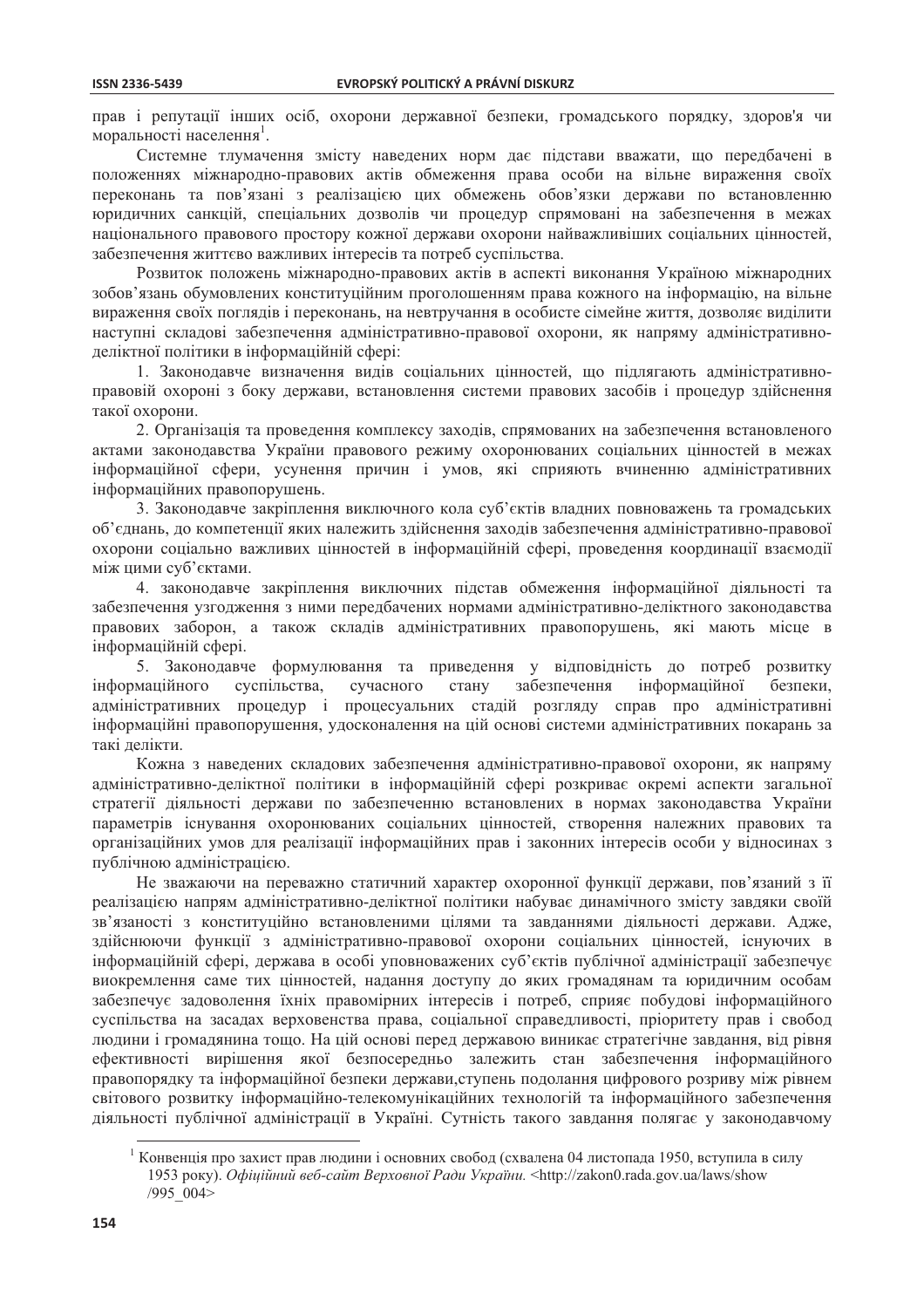прав і репутації інших осіб, охорони державної безпеки, громадського порядку, здоров'я чи моральності населення[1].

Системне тлумачення змісту наведених норм дає підстави вважати, що передбачені в положеннях міжнародно-правових актів обмеження права особи на вільне вираження своїх переконань та пов'язані з реалізацією цих обмежень обов'язки держави по встановленню юридичних санкцій, спеціальних дозволів чи процедур спрямовані на забезпечення в межах національного правового простору кожної держави охорони найважливіших соціальних цінностей, забезпечення життєво важливих інтересів та потреб суспільства.

Розвиток положень міжнародно-правових актів в аспекті виконання Україною міжнародних зобов'язань обумовлених конституційним проголошенням права кожного на інформацію, на вільне вираження своїх поглядів і переконань, на невтручання в особисте сімейне життя, дозволяє виділити наступні складові забезпечення адміністративно-правової охорони, як напряму адміністративно-деліктної політики в інформаційній сфері:

1. Законодавче визначення видів соціальних цінностей, що підлягають адміністративно-правовій охороні з боку держави, встановлення системи правових засобів і процедур здійснення такої охорони.

2. Організація та проведення комплексу заходів, спрямованих на забезпечення встановленого актами законодавства України правового режиму охоронюваних соціальних цінностей в межах інформаційної сфери, усунення причин і умов, які сприяють вчиненню адміністративних інформаційних правопорушень.

3. Законодавче закріплення виключного кола суб'єктів владних повноважень та громадських об'єднань, до компетенції яких належить здійснення заходів забезпечення адміністративно-правової охорони соціально важливих цінностей в інформаційній сфері, проведення координації взаємодії між цими суб'єктами.

4. законодавче закріплення виключних підстав обмеження інформаційної діяльності та забезпечення узгодження з ними передбачених нормами адміністративно-деліктного законодавства правових заборон, а також складів адміністративних правопорушень, які мають місце в інформаційній сфері.

5. Законодавче формулювання та приведення у відповідність до потреб розвитку інформаційного суспільства, сучасного стану забезпечення інформаційної безпеки, адміністративних процедур і процесуальних стадій розгляду справ про адміністративні інформаційні правопорушення, удосконалення на цій основі системи адміністративних покарань за такі делікти.

Кожна з наведених складових забезпечення адміністративно-правової охорони, як напряму адміністративно-деліктної політики в інформаційній сфері розкриває окремі аспекти загальної стратегії діяльності держави по забезпеченню встановлених в нормах законодавства України параметрів існування охоронюваних соціальних цінностей, створення належних правових та організаційних умов для реалізації інформаційних прав і законних інтересів особи у відносинах з публічною адміністрацією.

Не зважаючи на переважно статичний характер охоронної функції держави, пов'язаний з її реалізацією напрям адміністративно-деліктної політики набуває динамічного змісту завдяки своїй зв'язаності з конституційно встановленими цілями та завданнями діяльності держави. Адже, здійснюючи функції з адміністративно-правової охорони соціальних цінностей, існуючих в інформаційній сфері, держава в особі уповноважених суб'єктів публічної адміністрації забезпечує виокремлення саме тих цінностей, надання доступу до яких громадянам та юридичним особам забезпечує задоволення їхніх правомірних інтересів і потреб, сприяє побудові інформаційного суспільства на засадах верховенства права, соціальної справедливості, пріоритету прав і свобод людини і громадянина тощо. На цій основі перед державою виникає стратегічне завдання, від рівня ефективності вирішення якої безпосередньо залежить стан забезпечення інформаційного правопорядку та інформаційної безпеки держави,ступень подолання цифрового розриву між рівнем світового розвитку інформаційно-телекомунікаційних технологій та інформаційного забезпечення діяльності публічної адміністрації в Україні. Сутність такого завдання полягає у законодавчому

---

[1] Конвенція про захист прав людини і основних свобод (схвалена 04 листопада 1950, вступила в силу 1953 року). *Офіційний веб-сайт Верховної Ради України.* <http://zakon0.rada.gov.ua/laws/show/995_004>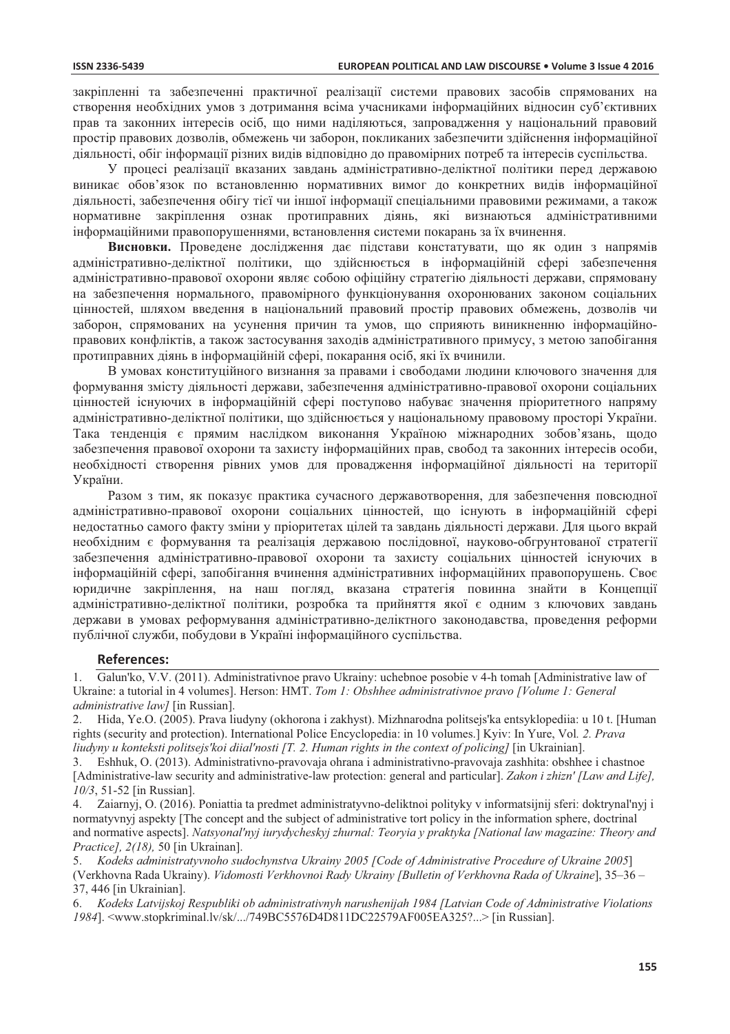закріпленні та забезпеченні практичної реалізації системи правових засобів спрямованих на створення необхідних умов з дотримання всіма учасниками інформаційних відносин суб'єктивних прав та законних інтересів осіб, що ними наділяються, запровадження у національний правовий простір правових дозволів, обмежень чи заборон, покликаних забезпечити здійснення інформаційної діяльності, обіг інформації різних видів відповідно до правомірних потреб та інтересів суспільства.

У процесі реалізації вказаних завдань адміністративно-деліктної політики перед державою виникає обов'язок по встановленню нормативних вимог до конкретних видів інформаційної діяльності, забезпечення обігу тієї чи іншої інформації спеціальними правовими режимами, а також нормативне закріплення ознак протиправних діянь, які визнаються адміністративними інформаційними правопорушеннями, встановлення системи покарань за їх вчинення.

**Висновки.** Проведене дослідження дає підстави констатувати, що як один з напрямів адміністративно-деліктної політики, що здійснюється в інформаційній сфері забезпечення адміністративно-правової охорони являє собою офіційну стратегію діяльності держави, спрямовану на забезпечення нормального, правомірного функціонування охоронюваних законом соціальних цінностей, шляхом введення в національний правовий простір правових обмежень, дозволів чи заборон, спрямованих на усунення причин та умов, що сприяють виникненню інформаційно-правових конфліктів, а також застосування заходів адміністративного примусу, з метою запобігання протиправних діянь в інформаційній сфері, покарання осіб, які їх вчинили.

В умовах конституційного визнання за правами і свободами людини ключового значення для формування змісту діяльності держави, забезпечення адміністративно-правової охорони соціальних цінностей існуючих в інформаційній сфері поступово набуває значення пріоритетного напряму адміністративно-деліктної політики, що здійснюється у національному правовому просторі України. Така тенденція є прямим наслідком виконання Україною міжнародних зобов'язань, щодо забезпечення правової охорони та захисту інформаційних прав, свобод та законних інтересів особи, необхідності створення рівних умов для провадження інформаційної діяльності на території України.

Разом з тим, як показує практика сучасного державотворення, для забезпечення повсюдної адміністративно-правової охорони соціальних цінностей, що існують в інформаційній сфері недостатньо самого факту зміни у пріоритетах цілей та завдань діяльності держави. Для цього вкрай необхідним є формування та реалізація державою послідовної, науково-обгрунтованої стратегії забезпечення адміністративно-правової охорони та захисту соціальних цінностей існуючих в інформаційній сфері, запобігання вчинення адміністративних інформаційних правопорушень. Своє юридичне закріплення, на наш погляд, вказана стратегія повинна знайти в Концепції адміністративно-деліктної політики, розробка та прийняття якої є одним з ключових завдань держави в умовах реформування адміністративно-деліктного законодавства, проведення реформи публічної служби, побудови в Україні інформаційного суспільства.

## References:

1. Galun'ko, V.V. (2011). Administrativnoe pravo Ukrainy: uchebnoe posobie v 4-h tomah [Administrative law of Ukraine: a tutorial in 4 volumes]. Herson: HMT. *Tom 1: Obshhee administrativnoe pravo [Volume 1: General administrative law]* [in Russian].
2. Hida, Ye.O. (2005). Prava liudyny (okhorona i zakhyst). Mizhnarodna politsejs'ka entsyklopediia: u 10 t. [Human rights (security and protection). International Police Encyclopedia: in 10 volumes.] Kyiv: In Yure, Vol*. 2. Prava liudyny u konteksti politsejs'koi diial'nosti [T. 2. Human rights in the context of policing]* [in Ukrainian].
3. Eshhuk, O. (2013). Administrativno-pravovaja ohrana i administrativno-pravovaja zashhita: obshhee i chastnoe [Administrative-law security and administrative-law protection: general and particular]. *Zakon i zhizn' [Law and Life], 10/3*, 51-52 [in Russian].
4. Zaiarnyj, O. (2016). Poniattia ta predmet administratyvno-deliktnoi polityky v informatsijnij sferi: doktrynal'nyj i normatyvnyj aspekty [The concept and the subject of administrative tort policy in the information sphere, doctrinal and normative aspects]. *Natsyonal'nyj iurydycheskyj zhurnal: Teoryia y praktyka [National law magazine: Theory and Practice], 2(18),* 50 [in Ukrainan].
5. *Kodeks administratyvnoho sudochynstva Ukrainy 2005 [Code of Administrative Procedure of Ukraine 2005*] (Verkhovna Rada Ukrainy). *Vidomosti Verkhovnoi Rady Ukrainy [Bulletin of Verkhovna Rada of Ukraine*], 35–36 – 37, 446 [in Ukrainian].
6. *Kodeks Latvijskoj Respubliki ob administrativnyh narushenijah 1984 [Latvian Code of Administrative Violations 1984*]. <www.stopkriminal.lv/sk/.../749BC5576D4D811DC22579AF005EA325?...> [in Russian].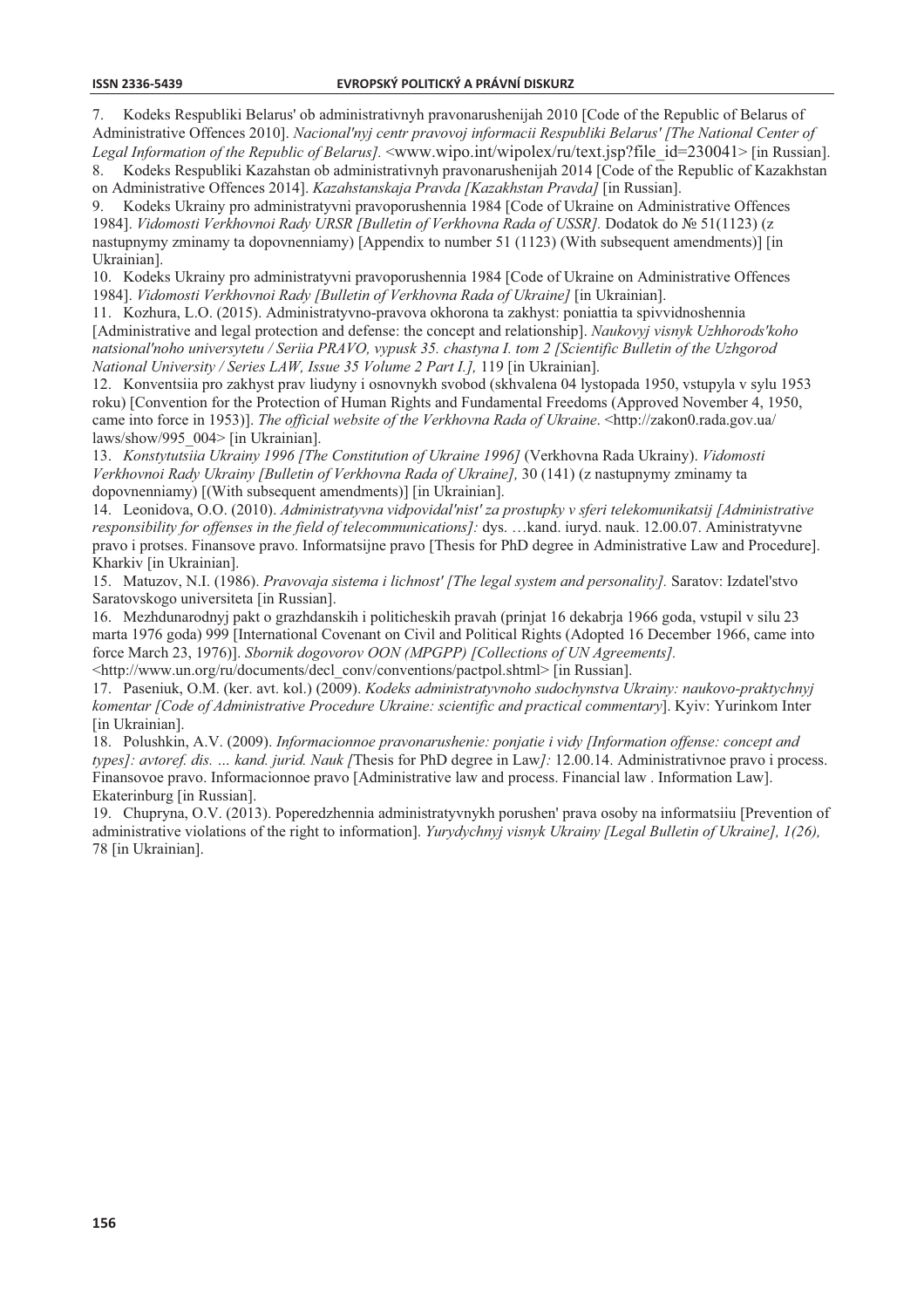7. Kodeks Respubliki Belarus' ob administrativnyh pravonarushenijah 2010 [Code of the Republic of Belarus of Administrative Offences 2010]. *Nacional'nyj centr pravovoj informacii Respubliki Belarus' [The National Center of Legal Information of the Republic of Belarus].* <www.wipo.int/wipolex/ru/text.jsp?file_id=230041> [in Russian].

8. Kodeks Respubliki Kazahstan ob administrativnyh pravonarushenijah 2014 [Code of the Republic of Kazakhstan on Administrative Offences 2014]. *Kazahstanskaja Pravda [Kazakhstan Pravda]* [in Russian].

9. Kodeks Ukrainy pro administratyvni pravoporushennia 1984 [Code of Ukraine on Administrative Offences 1984]. *Vidomosti Verkhovnoi Rady URSR [Bulletin of Verkhovna Rada of USSR].* Dodatok do № 51(1123) (z nastupnymy zminamy ta dopovnenniamy) [Appendix to number 51 (1123) (With subsequent amendments)] [in Ukrainian].

10. Kodeks Ukrainy pro administratyvni pravoporushennia 1984 [Code of Ukraine on Administrative Offences 1984]. *Vidomosti Verkhovnoi Rady [Bulletin of Verkhovna Rada of Ukraine]* [in Ukrainian].

11. Kozhura, L.O. (2015). Administratyvno-pravova okhorona ta zakhyst: poniattia ta spivvidnoshennia [Administrative and legal protection and defense: the concept and relationship]. *Naukovyj visnyk Uzhhorods'koho natsional'noho universytetu / Seriia PRAVO, vypusk 35. chastyna I. tom 2 [Scientific Bulletin of the Uzhgorod National University / Series LAW, Issue 35 Volume 2 Part I.],* 119 [in Ukrainian].

12. Konventsiia pro zakhyst prav liudyny i osnovnykh svobod (skhvalena 04 lystopada 1950, vstupyla v sylu 1953 roku) [Convention for the Protection of Human Rights and Fundamental Freedoms (Approved November 4, 1950, came into force in 1953)]. *The official website of the Verkhovna Rada of Ukraine*. <http://zakon0.rada.gov.ua/laws/show/995_004> [in Ukrainian].

13. *Konstytutsiia Ukrainy 1996 [The Constitution of Ukraine 1996]* (Verkhovna Rada Ukrainy). *Vidomosti Verkhovnoi Rady Ukrainy [Bulletin of Verkhovna Rada of Ukraine],* 30 (141) (z nastupnymy zminamy ta dopovnenniamy) [(With subsequent amendments)] [in Ukrainian].

14. Leonidova, O.O. (2010). *Administratyvna vidpovidal'nist' za prostupky v sferi telekomunikatsij [Administrative responsibility for offenses in the field of telecommunications]:* dys. …kand. iuryd. nauk. 12.00.07. Aministratyvne pravo i protses. Finansove pravo. Informatsijne pravo [Thesis for PhD degree in Administrative Law and Procedure]. Kharkiv [in Ukrainian].

15. Matuzov, N.I. (1986). *Pravovaja sistema i lichnost' [The legal system and personality].* Saratov: Izdatel'stvo Saratovskogo universiteta [in Russian].

16. Mezhdunarodnyj pakt o grazhdanskih i politicheskih pravah (prinjat 16 dekabrja 1966 goda, vstupil v silu 23 marta 1976 goda) 999 [International Covenant on Civil and Political Rights (Adopted 16 December 1966, came into force March 23, 1976)]. *Sbornik dogovorov OON (MPGPP) [Collections of UN Agreements].* <http://www.un.org/ru/documents/decl_conv/conventions/pactpol.shtml> [in Russian].

17. Paseniuk, O.M. (ker. avt. kol.) (2009). *Kodeks administratyvnoho sudochynstva Ukrainy: naukovo-praktychnyj komentar [Code of Administrative Procedure Ukraine: scientific and practical commentary*]. Kyiv: Yurinkom Inter [in Ukrainian].

18. Polushkin, A.V. (2009). *Informacionnoe pravonarushenie: ponjatie i vidy [Information offense: concept and types]: avtoref. dis. … kand. jurid. Nauk [*Thesis for PhD degree in Law*]:* 12.00.14. Administrativnoe pravo i process. Finansovoe pravo. Informacionnoe pravo [Administrative law and process. Financial law . Information Law]. Ekaterinburg [in Russian].

19. Chupryna, O.V. (2013). Poperedzhennia administratyvnykh porushen' prava osoby na informatsiiu [Prevention of administrative violations of the right to information]. *Yurydychnyj visnyk Ukrainy [Legal Bulletin of Ukraine], 1(26),* 78 [in Ukrainian].